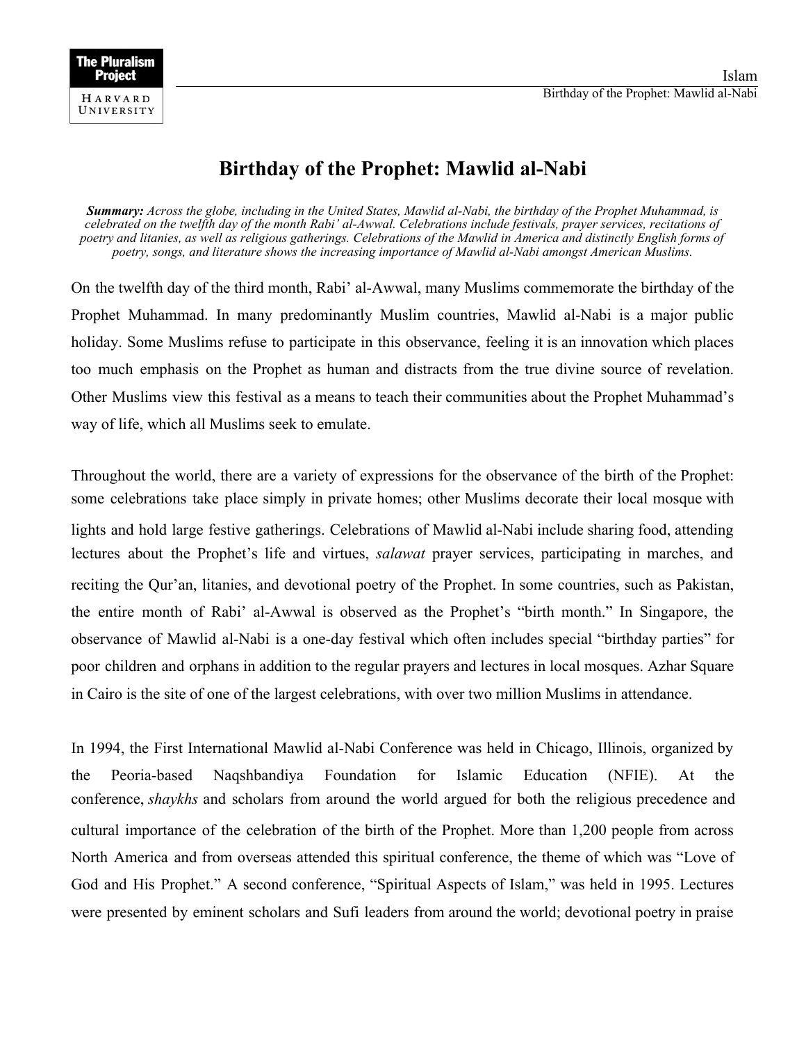# Birthday of the Prophet: Mawlid al-Nabi

***Summary:*** *Across the globe, including in the United States, Mawlid al-Nabi, the birthday of the Prophet Muhammad, is celebrated on the twelfth day of the month Rabi' al-Awwal. Celebrations include festivals, prayer services, recitations of poetry and litanies, as well as religious gatherings. Celebrations of the Mawlid in America and distinctly English forms of poetry, songs, and literature shows the increasing importance of Mawlid al-Nabi amongst American Muslims.*

On the twelfth day of the third month, Rabi' al-Awwal, many Muslims commemorate the birthday of the Prophet Muhammad. In many predominantly Muslim countries, Mawlid al-Nabi is a major public holiday. Some Muslims refuse to participate in this observance, feeling it is an innovation which places too much emphasis on the Prophet as human and distracts from the true divine source of revelation. Other Muslims view this festival as a means to teach their communities about the Prophet Muhammad's way of life, which all Muslims seek to emulate.

Throughout the world, there are a variety of expressions for the observance of the birth of the Prophet: some celebrations take place simply in private homes; other Muslims decorate their local mosque with lights and hold large festive gatherings. Celebrations of Mawlid al-Nabi include sharing food, attending lectures about the Prophet's life and virtues, *salawat* prayer services, participating in marches, and reciting the Qur'an, litanies, and devotional poetry of the Prophet. In some countries, such as Pakistan, the entire month of Rabi' al-Awwal is observed as the Prophet's "birth month." In Singapore, the observance of Mawlid al-Nabi is a one-day festival which often includes special "birthday parties" for poor children and orphans in addition to the regular prayers and lectures in local mosques. Azhar Square in Cairo is the site of one of the largest celebrations, with over two million Muslims in attendance.

In 1994, the First International Mawlid al-Nabi Conference was held in Chicago, Illinois, organized by the Peoria-based Naqshbandiya Foundation for Islamic Education (NFIE). At the conference, *shaykhs* and scholars from around the world argued for both the religious precedence and cultural importance of the celebration of the birth of the Prophet. More than 1,200 people from across North America and from overseas attended this spiritual conference, the theme of which was "Love of God and His Prophet." A second conference, "Spiritual Aspects of Islam," was held in 1995. Lectures were presented by eminent scholars and Sufi leaders from around the world; devotional poetry in praise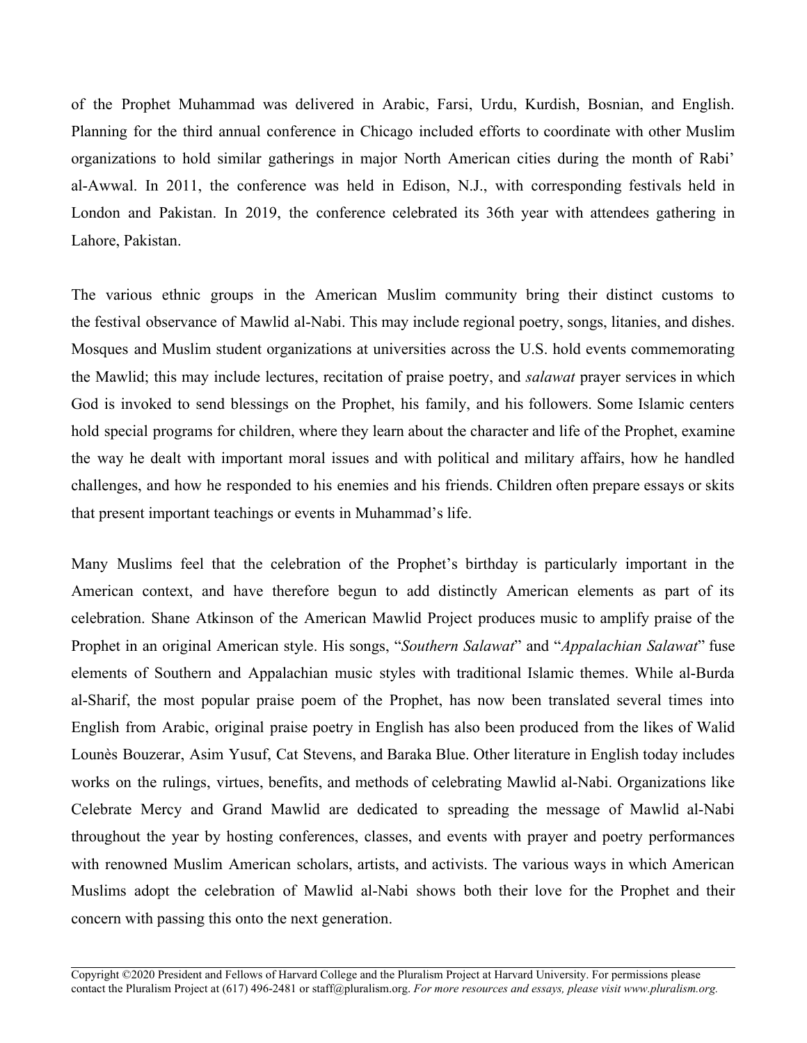of the Prophet Muhammad was delivered in Arabic, Farsi, Urdu, Kurdish, Bosnian, and English. Planning for the third annual conference in Chicago included efforts to coordinate with other Muslim organizations to hold similar gatherings in major North American cities during the month of Rabi' al-Awwal. In 2011, the conference was held in Edison, N.J., with corresponding festivals held in London and Pakistan. In 2019, the conference celebrated its 36th year with attendees gathering in Lahore, Pakistan.

The various ethnic groups in the American Muslim community bring their distinct customs to the festival observance of Mawlid al-Nabi. This may include regional poetry, songs, litanies, and dishes. Mosques and Muslim student organizations at universities across the U.S. hold events commemorating the Mawlid; this may include lectures, recitation of praise poetry, and *salawat* prayer services in which God is invoked to send blessings on the Prophet, his family, and his followers. Some Islamic centers hold special programs for children, where they learn about the character and life of the Prophet, examine the way he dealt with important moral issues and with political and military affairs, how he handled challenges, and how he responded to his enemies and his friends. Children often prepare essays or skits that present important teachings or events in Muhammad's life.

Many Muslims feel that the celebration of the Prophet's birthday is particularly important in the American context, and have therefore begun to add distinctly American elements as part of its celebration. Shane Atkinson of the American Mawlid Project produces music to amplify praise of the Prophet in an original American style. His songs, "*Southern Salawat*" and "*Appalachian Salawat*" fuse elements of Southern and Appalachian music styles with traditional Islamic themes. While al-Burda al-Sharif, the most popular praise poem of the Prophet, has now been translated several times into English from Arabic, original praise poetry in English has also been produced from the likes of Walid Lounès Bouzerar, Asim Yusuf, Cat Stevens, and Baraka Blue. Other literature in English today includes works on the rulings, virtues, benefits, and methods of celebrating Mawlid al-Nabi. Organizations like Celebrate Mercy and Grand Mawlid are dedicated to spreading the message of Mawlid al-Nabi throughout the year by hosting conferences, classes, and events with prayer and poetry performances with renowned Muslim American scholars, artists, and activists. The various ways in which American Muslims adopt the celebration of Mawlid al-Nabi shows both their love for the Prophet and their concern with passing this onto the next generation.